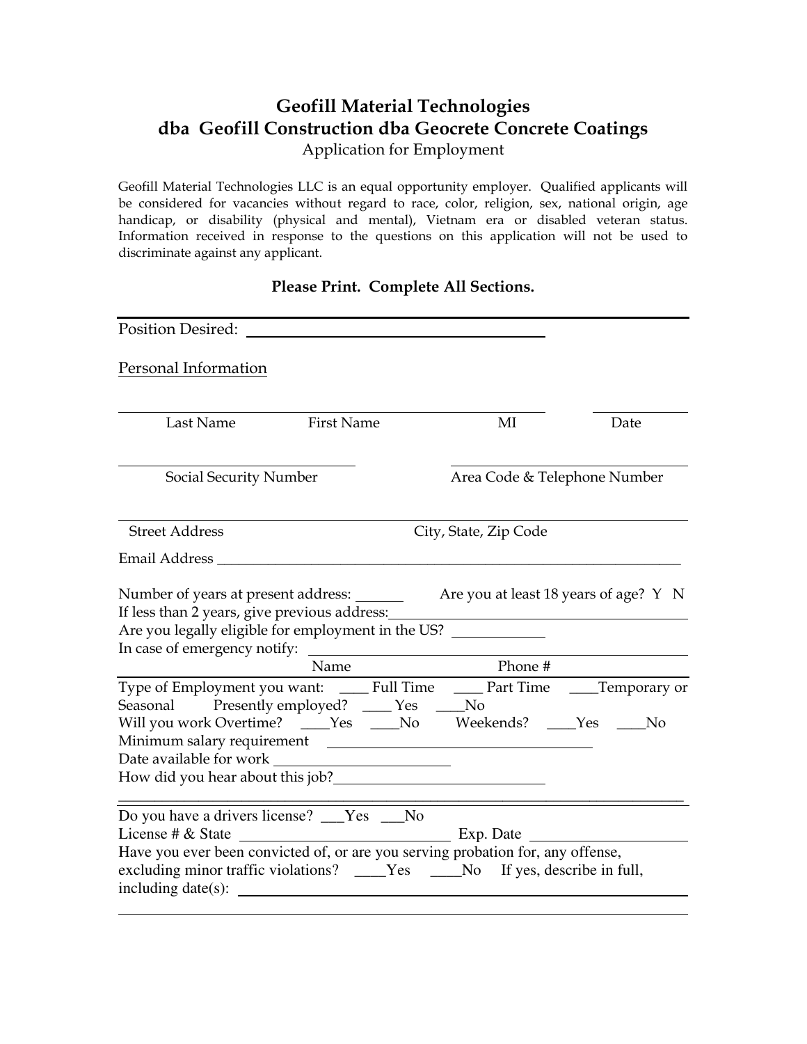# Geofill Material Technologies
# dba Geofill Construction dba Geocrete Concrete Coatings

Application for Employment

Geofill Material Technologies LLC is an equal opportunity employer. Qualified applicants will be considered for vacancies without regard to race, color, religion, sex, national origin, age handicap, or disability (physical and mental), Vietnam era or disabled veteran status. Information received in response to the questions on this application will not be used to discriminate against any applicant.

**Please Print. Complete All Sections.**

Position Desired: ______________________________

Personal Information

_______________________________________________ ____________

Last Name First Name MI Date

________________________ ________________________

Social Security Number Area Code & Telephone Number

_______________________________________________________________

Street Address City, State, Zip Code

Email Address ______________________________________________________

Number of years at present address: ______ Are you at least 18 years of age? Y N

If less than 2 years, give previous address: ______________________________

Are you legally eligible for employment in the US? ____________

In case of emergency notify: ______________________________________

Name Phone #

Type of Employment you want: ____ Full Time ____ Part Time ____Temporary or Seasonal Presently employed? ____ Yes ____No

Will you work Overtime? ____Yes ____No Weekends? ____Yes ____No

Minimum salary requirement ______________________________

Date available for work ____________________

How did you hear about this job? ______________________

_______________________________________________________________

Do you have a drivers license? ___Yes ___No

License # & State ______________________ Exp. Date ______________

Have you ever been convicted of, or are you serving probation for, any offense, excluding minor traffic violations? ____Yes ____No If yes, describe in full, including date(s): ________________________________________________

_______________________________________________________________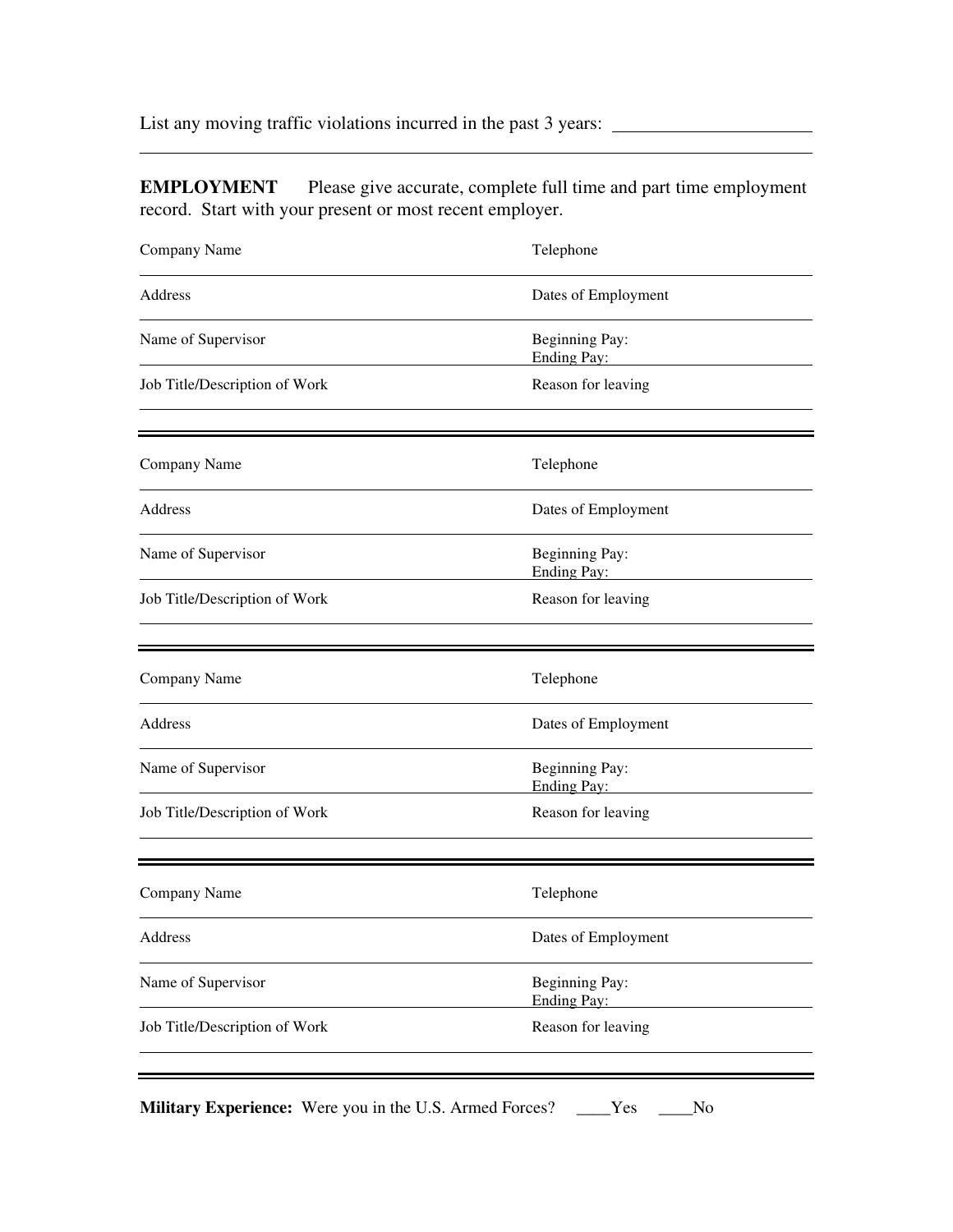List any moving traffic violations incurred in the past 3 years: ____________________

---

**EMPLOYMENT** Please give accurate, complete full time and part time employment record. Start with your present or most recent employer.

| | |
|---|---|
| Company Name | Telephone |
| Address | Dates of Employment |
| Name of Supervisor | Beginning Pay:<br>Ending Pay: |
| Job Title/Description of Work | Reason for leaving |

| | |
|---|---|
| Company Name | Telephone |
| Address | Dates of Employment |
| Name of Supervisor | Beginning Pay:<br>Ending Pay: |
| Job Title/Description of Work | Reason for leaving |

| | |
|---|---|
| Company Name | Telephone |
| Address | Dates of Employment |
| Name of Supervisor | Beginning Pay:<br>Ending Pay: |
| Job Title/Description of Work | Reason for leaving |

| | |
|---|---|
| Company Name | Telephone |
| Address | Dates of Employment |
| Name of Supervisor | Beginning Pay:<br>Ending Pay: |
| Job Title/Description of Work | Reason for leaving |

**Military Experience:** Were you in the U.S. Armed Forces? ____Yes ____No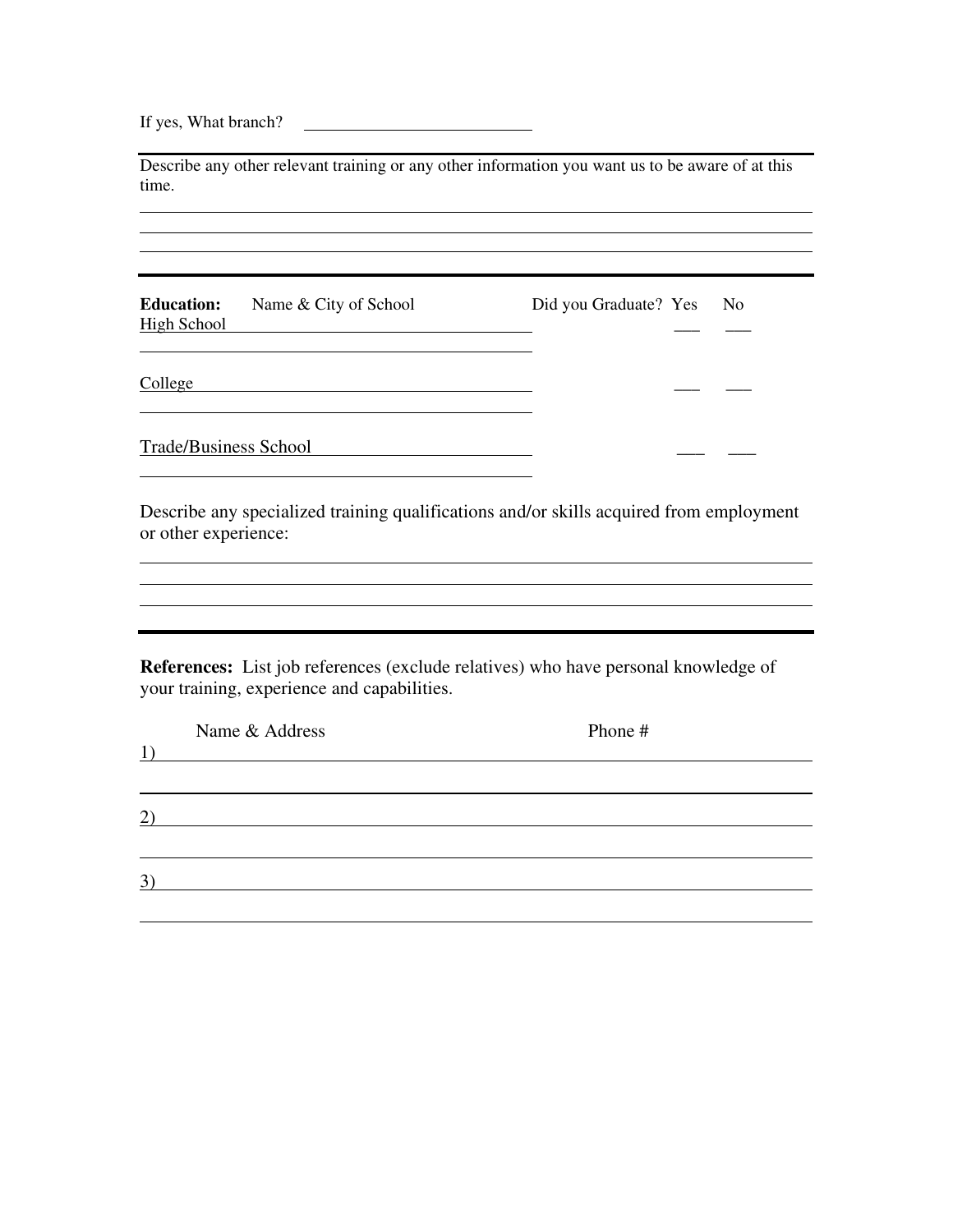If yes, What branch? ____________________

---

Describe any other relevant training or any other information you want us to be aware of at this time.

______________________________________________________________________

______________________________________________________________________

______________________________________________________________________

---

| **Education:** Name & City of School | Did you Graduate? Yes | No |
|---|---|---|
| High School | ___ | ___ |
| College | ___ | ___ |
| Trade/Business School | ___ | ___ |

Describe any specialized training qualifications and/or skills acquired from employment or other experience:

______________________________________________________________________

______________________________________________________________________

______________________________________________________________________

---

**References:** List job references (exclude relatives) who have personal knowledge of your training, experience and capabilities.

| | Name & Address | Phone # |
|---|---|---|
| 1) | | |
| 2) | | |
| 3) | | |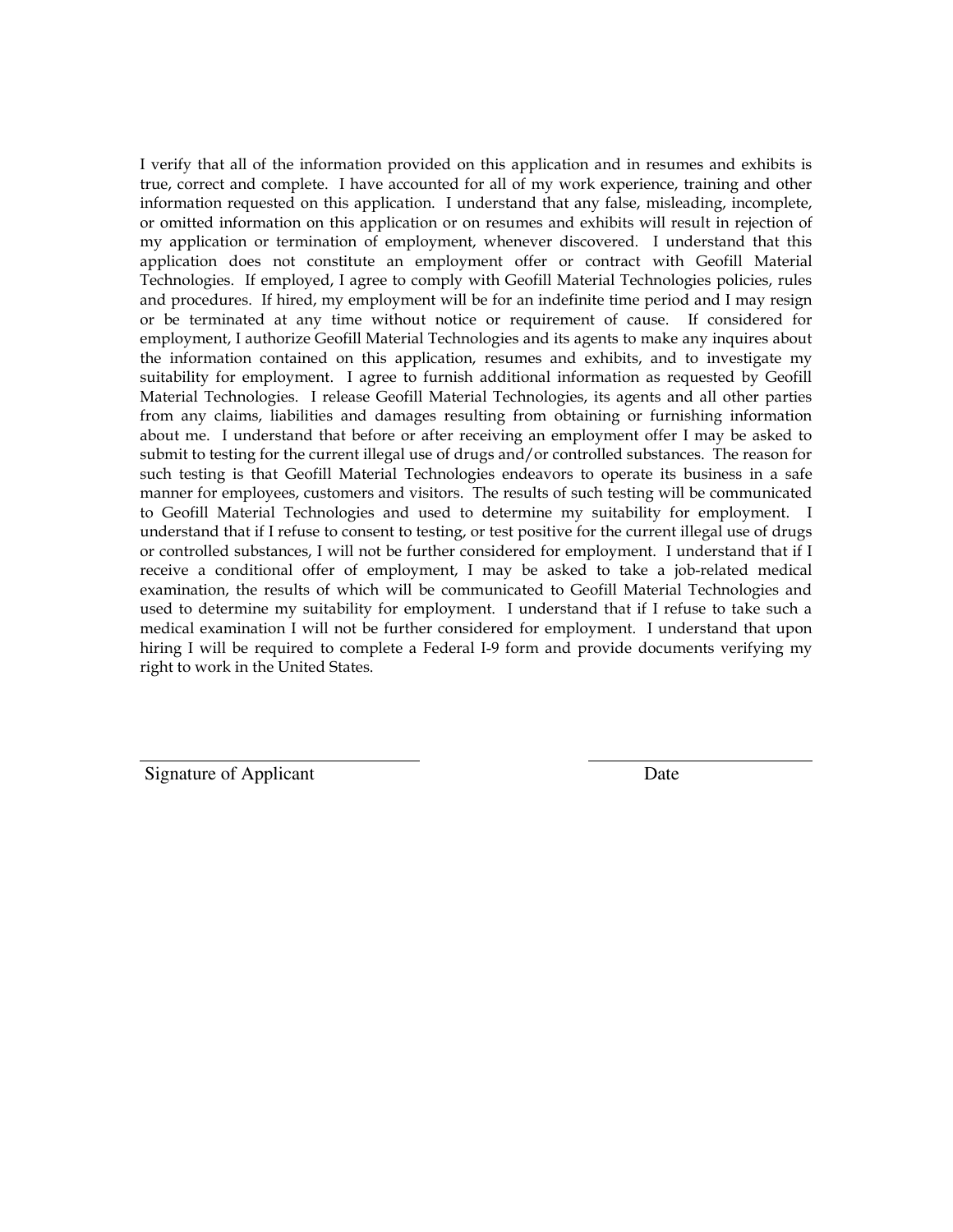I verify that all of the information provided on this application and in resumes and exhibits is true, correct and complete. I have accounted for all of my work experience, training and other information requested on this application. I understand that any false, misleading, incomplete, or omitted information on this application or on resumes and exhibits will result in rejection of my application or termination of employment, whenever discovered. I understand that this application does not constitute an employment offer or contract with Geofill Material Technologies. If employed, I agree to comply with Geofill Material Technologies policies, rules and procedures. If hired, my employment will be for an indefinite time period and I may resign or be terminated at any time without notice or requirement of cause. If considered for employment, I authorize Geofill Material Technologies and its agents to make any inquires about the information contained on this application, resumes and exhibits, and to investigate my suitability for employment. I agree to furnish additional information as requested by Geofill Material Technologies. I release Geofill Material Technologies, its agents and all other parties from any claims, liabilities and damages resulting from obtaining or furnishing information about me. I understand that before or after receiving an employment offer I may be asked to submit to testing for the current illegal use of drugs and/or controlled substances. The reason for such testing is that Geofill Material Technologies endeavors to operate its business in a safe manner for employees, customers and visitors. The results of such testing will be communicated to Geofill Material Technologies and used to determine my suitability for employment. I understand that if I refuse to consent to testing, or test positive for the current illegal use of drugs or controlled substances, I will not be further considered for employment. I understand that if I receive a conditional offer of employment, I may be asked to take a job-related medical examination, the results of which will be communicated to Geofill Material Technologies and used to determine my suitability for employment. I understand that if I refuse to take such a medical examination I will not be further considered for employment. I understand that upon hiring I will be required to complete a Federal I-9 form and provide documents verifying my right to work in the United States.

\_\_\_\_\_\_\_\_\_\_\_\_\_\_\_\_\_\_\_\_\_\_\_\_\_\_\_\_\_\_ \_\_\_\_\_\_\_\_\_\_\_\_\_\_\_\_\_\_\_\_\_\_\_\_

Signature of Applicant Date